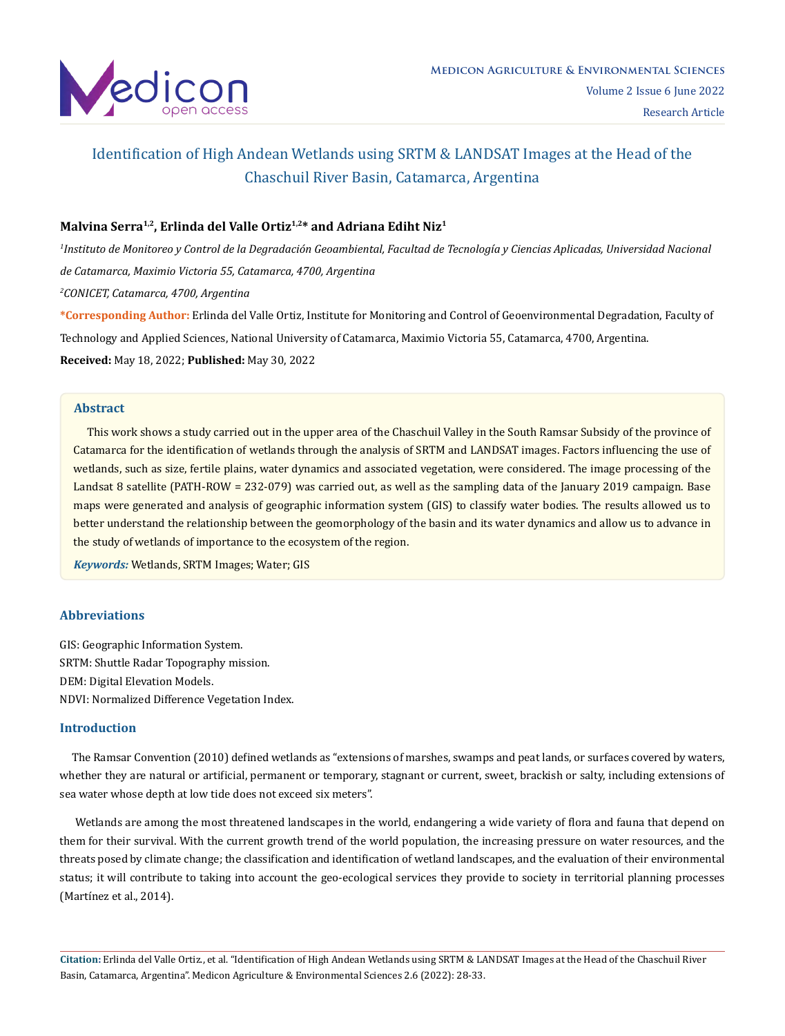# Identification of High Andean Wetlands using SRTM & LANDSAT Images at the Head of the Chaschuil River Basin, Catamarca, Argentina

**Malvina Serra[1,2], Erlinda del Valle Ortiz[1,2]* and Adriana Ediht Niz[1]**

*[1]Instituto de Monitoreo y Control de la Degradación Geoambiental, Facultad de Tecnología y Ciencias Aplicadas, Universidad Nacional de Catamarca, Maximio Victoria 55, Catamarca, 4700, Argentina*

*[2]CONICET, Catamarca, 4700, Argentina*

**\*Corresponding Author:** Erlinda del Valle Ortiz, Institute for Monitoring and Control of Geoenvironmental Degradation, Faculty of Technology and Applied Sciences, National University of Catamarca, Maximio Victoria 55, Catamarca, 4700, Argentina.

**Received:** May 18, 2022; **Published:** May 30, 2022

## Abstract

This work shows a study carried out in the upper area of the Chaschuil Valley in the South Ramsar Subsidy of the province of Catamarca for the identification of wetlands through the analysis of SRTM and LANDSAT images. Factors influencing the use of wetlands, such as size, fertile plains, water dynamics and associated vegetation, were considered. The image processing of the Landsat 8 satellite (PATH-ROW = 232-079) was carried out, as well as the sampling data of the January 2019 campaign. Base maps were generated and analysis of geographic information system (GIS) to classify water bodies. The results allowed us to better understand the relationship between the geomorphology of the basin and its water dynamics and allow us to advance in the study of wetlands of importance to the ecosystem of the region.

***Keywords:*** Wetlands, SRTM Images; Water; GIS

## Abbreviations

GIS: Geographic Information System.
SRTM: Shuttle Radar Topography mission.
DEM: Digital Elevation Models.
NDVI: Normalized Difference Vegetation Index.

## Introduction

The Ramsar Convention (2010) defined wetlands as "extensions of marshes, swamps and peat lands, or surfaces covered by waters, whether they are natural or artificial, permanent or temporary, stagnant or current, sweet, brackish or salty, including extensions of sea water whose depth at low tide does not exceed six meters".

Wetlands are among the most threatened landscapes in the world, endangering a wide variety of flora and fauna that depend on them for their survival. With the current growth trend of the world population, the increasing pressure on water resources, and the threats posed by climate change; the classification and identification of wetland landscapes, and the evaluation of their environmental status; it will contribute to taking into account the geo-ecological services they provide to society in territorial planning processes (Martínez et al., 2014).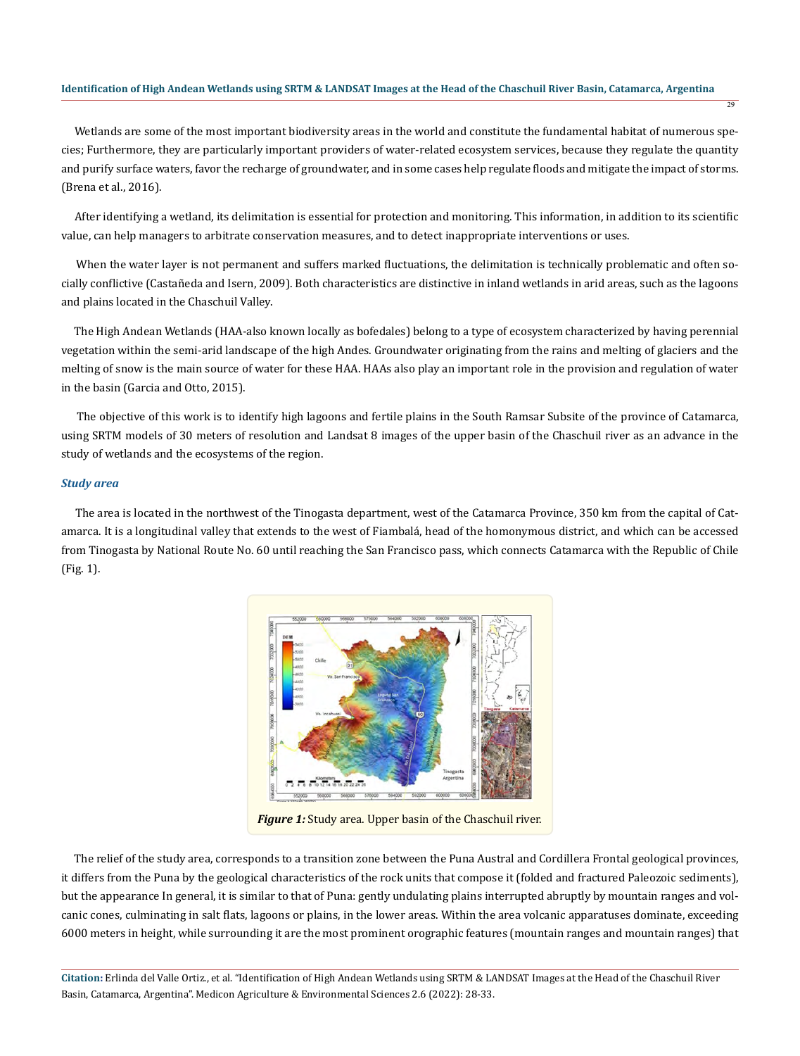Wetlands are some of the most important biodiversity areas in the world and constitute the fundamental habitat of numerous species; Furthermore, they are particularly important providers of water-related ecosystem services, because they regulate the quantity and purify surface waters, favor the recharge of groundwater, and in some cases help regulate floods and mitigate the impact of storms. (Brena et al., 2016).

After identifying a wetland, its delimitation is essential for protection and monitoring. This information, in addition to its scientific value, can help managers to arbitrate conservation measures, and to detect inappropriate interventions or uses.

When the water layer is not permanent and suffers marked fluctuations, the delimitation is technically problematic and often socially conflictive (Castañeda and Isern, 2009). Both characteristics are distinctive in inland wetlands in arid areas, such as the lagoons and plains located in the Chaschuil Valley.

The High Andean Wetlands (HAA-also known locally as bofedales) belong to a type of ecosystem characterized by having perennial vegetation within the semi-arid landscape of the high Andes. Groundwater originating from the rains and melting of glaciers and the melting of snow is the main source of water for these HAA. HAAs also play an important role in the provision and regulation of water in the basin (Garcia and Otto, 2015).

The objective of this work is to identify high lagoons and fertile plains in the South Ramsar Subsite of the province of Catamarca, using SRTM models of 30 meters of resolution and Landsat 8 images of the upper basin of the Chaschuil river as an advance in the study of wetlands and the ecosystems of the region.

### *Study area*

The area is located in the northwest of the Tinogasta department, west of the Catamarca Province, 350 km from the capital of Catamarca. It is a longitudinal valley that extends to the west of Fiambalá, head of the homonymous district, and which can be accessed from Tinogasta by National Route No. 60 until reaching the San Francisco pass, which connects Catamarca with the Republic of Chile (Fig. 1).

***Figure 1:*** Study area. Upper basin of the Chaschuil river.

The relief of the study area, corresponds to a transition zone between the Puna Austral and Cordillera Frontal geological provinces, it differs from the Puna by the geological characteristics of the rock units that compose it (folded and fractured Paleozoic sediments), but the appearance In general, it is similar to that of Puna: gently undulating plains interrupted abruptly by mountain ranges and volcanic cones, culminating in salt flats, lagoons or plains, in the lower areas. Within the area volcanic apparatuses dominate, exceeding 6000 meters in height, while surrounding it are the most prominent orographic features (mountain ranges and mountain ranges) that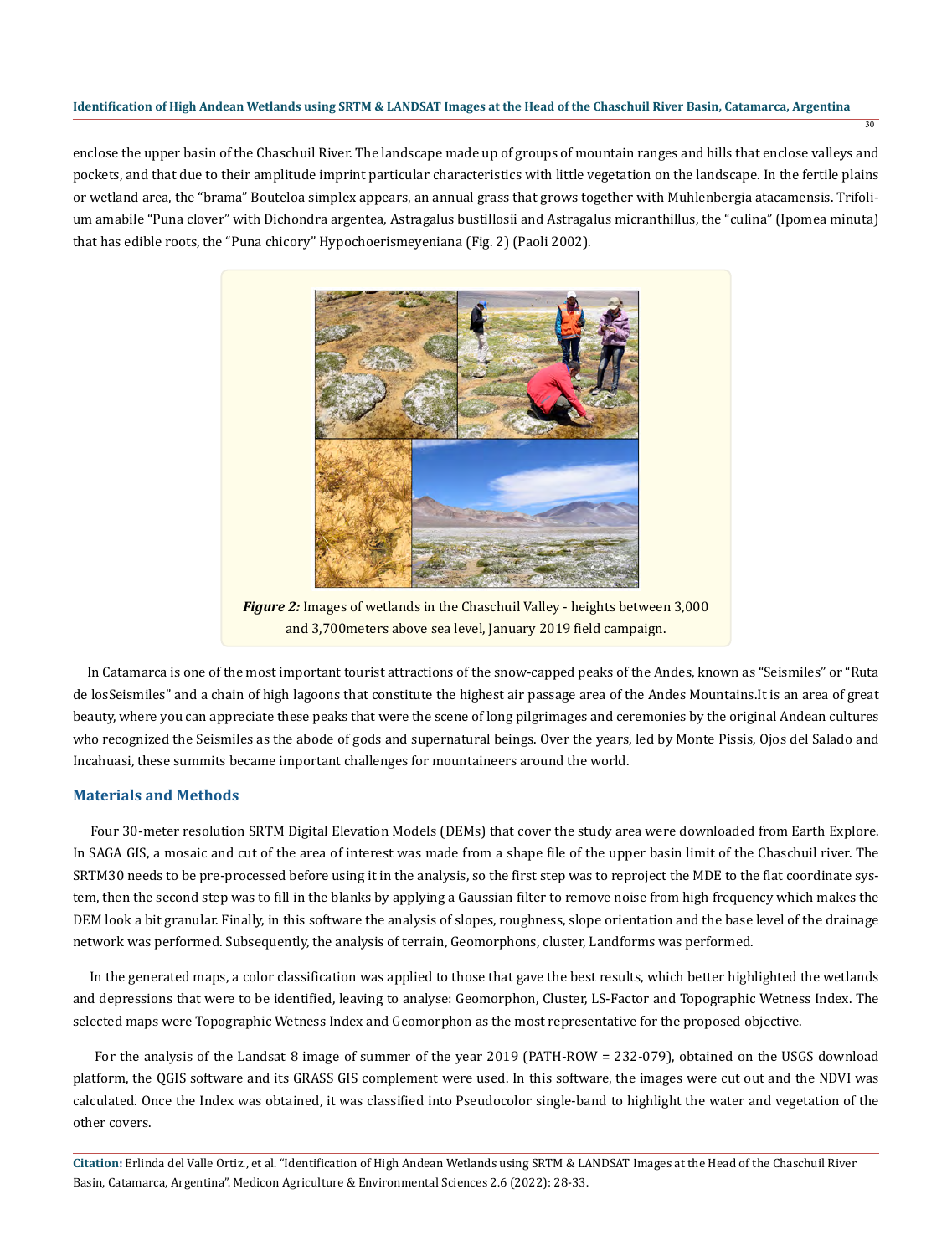enclose the upper basin of the Chaschuil River. The landscape made up of groups of mountain ranges and hills that enclose valleys and pockets, and that due to their amplitude imprint particular characteristics with little vegetation on the landscape. In the fertile plains or wetland area, the "brama" Bouteloa simplex appears, an annual grass that grows together with Muhlenbergia atacamensis. Trifolium amabile "Puna clover" with Dichondra argentea, Astragalus bustillosii and Astragalus micranthillus, the "culina" (Ipomea minuta) that has edible roots, the "Puna chicory" Hypochoerismeyeniana (Fig. 2) (Paoli 2002).

***Figure 2:*** Images of wetlands in the Chaschuil Valley - heights between 3,000 and 3,700meters above sea level, January 2019 field campaign.

In Catamarca is one of the most important tourist attractions of the snow-capped peaks of the Andes, known as "Seismiles" or "Ruta de losSeismiles" and a chain of high lagoons that constitute the highest air passage area of the Andes Mountains.It is an area of great beauty, where you can appreciate these peaks that were the scene of long pilgrimages and ceremonies by the original Andean cultures who recognized the Seismiles as the abode of gods and supernatural beings. Over the years, led by Monte Pissis, Ojos del Salado and Incahuasi, these summits became important challenges for mountaineers around the world.

## Materials and Methods

Four 30-meter resolution SRTM Digital Elevation Models (DEMs) that cover the study area were downloaded from Earth Explore. In SAGA GIS, a mosaic and cut of the area of interest was made from a shape file of the upper basin limit of the Chaschuil river. The SRTM30 needs to be pre-processed before using it in the analysis, so the first step was to reproject the MDE to the flat coordinate system, then the second step was to fill in the blanks by applying a Gaussian filter to remove noise from high frequency which makes the DEM look a bit granular. Finally, in this software the analysis of slopes, roughness, slope orientation and the base level of the drainage network was performed. Subsequently, the analysis of terrain, Geomorphons, cluster, Landforms was performed.

In the generated maps, a color classification was applied to those that gave the best results, which better highlighted the wetlands and depressions that were to be identified, leaving to analyse: Geomorphon, Cluster, LS-Factor and Topographic Wetness Index. The selected maps were Topographic Wetness Index and Geomorphon as the most representative for the proposed objective.

For the analysis of the Landsat 8 image of summer of the year 2019 (PATH-ROW = 232-079), obtained on the USGS download platform, the QGIS software and its GRASS GIS complement were used. In this software, the images were cut out and the NDVI was calculated. Once the Index was obtained, it was classified into Pseudocolor single-band to highlight the water and vegetation of the other covers.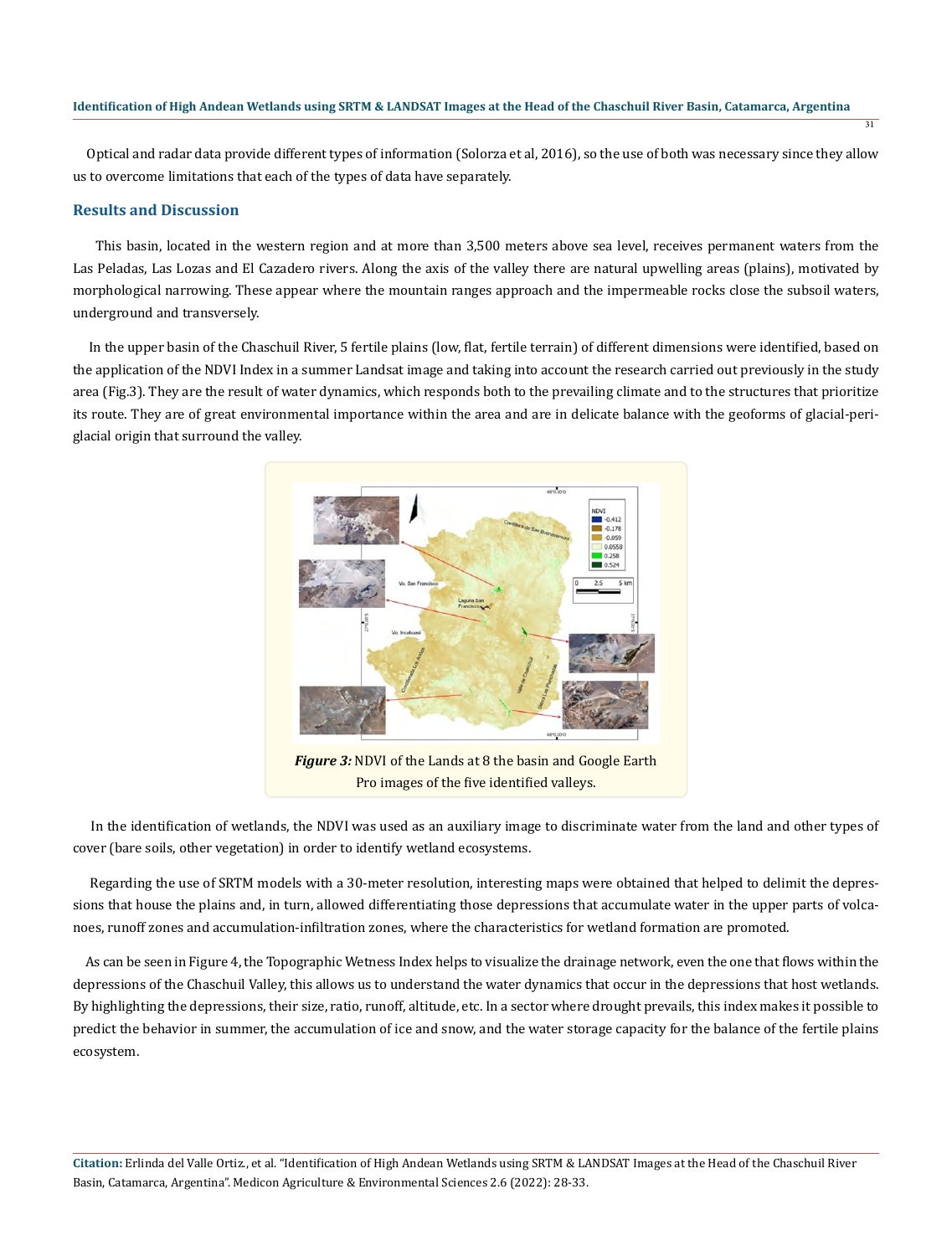Optical and radar data provide different types of information (Solorza et al, 2016), so the use of both was necessary since they allow us to overcome limitations that each of the types of data have separately.

## Results and Discussion

This basin, located in the western region and at more than 3,500 meters above sea level, receives permanent waters from the Las Peladas, Las Lozas and El Cazadero rivers. Along the axis of the valley there are natural upwelling areas (plains), motivated by morphological narrowing. These appear where the mountain ranges approach and the impermeable rocks close the subsoil waters, underground and transversely.

In the upper basin of the Chaschuil River, 5 fertile plains (low, flat, fertile terrain) of different dimensions were identified, based on the application of the NDVI Index in a summer Landsat image and taking into account the research carried out previously in the study area (Fig.3). They are the result of water dynamics, which responds both to the prevailing climate and to the structures that prioritize its route. They are of great environmental importance within the area and are in delicate balance with the geoforms of glacial-periglacial origin that surround the valley.

***Figure 3:*** NDVI of the Lands at 8 the basin and Google Earth Pro images of the five identified valleys.

In the identification of wetlands, the NDVI was used as an auxiliary image to discriminate water from the land and other types of cover (bare soils, other vegetation) in order to identify wetland ecosystems.

Regarding the use of SRTM models with a 30-meter resolution, interesting maps were obtained that helped to delimit the depressions that house the plains and, in turn, allowed differentiating those depressions that accumulate water in the upper parts of volcanoes, runoff zones and accumulation-infiltration zones, where the characteristics for wetland formation are promoted.

As can be seen in Figure 4, the Topographic Wetness Index helps to visualize the drainage network, even the one that flows within the depressions of the Chaschuil Valley, this allows us to understand the water dynamics that occur in the depressions that host wetlands. By highlighting the depressions, their size, ratio, runoff, altitude, etc. In a sector where drought prevails, this index makes it possible to predict the behavior in summer, the accumulation of ice and snow, and the water storage capacity for the balance of the fertile plains ecosystem.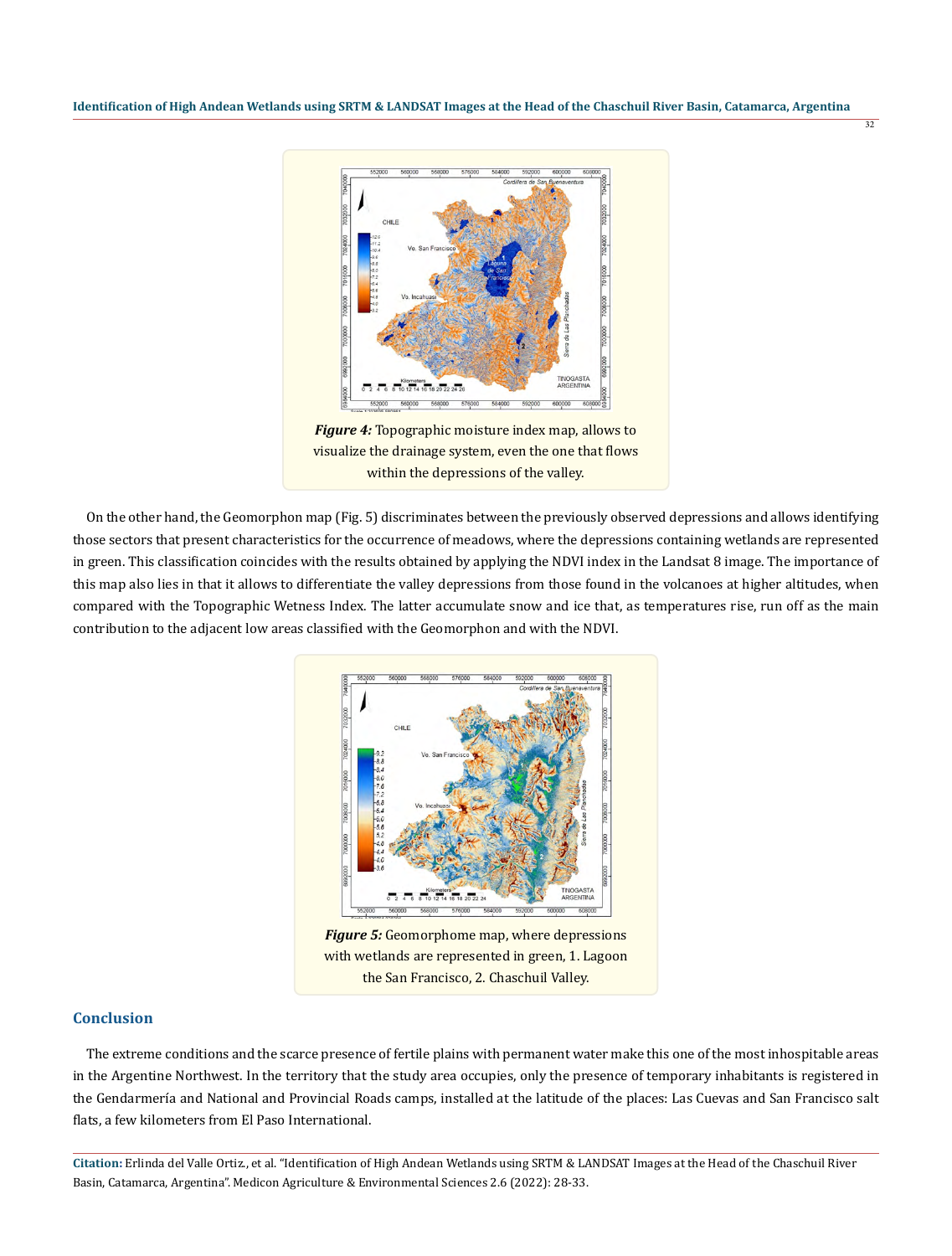*Figure 4:* Topographic moisture index map, allows to visualize the drainage system, even the one that flows within the depressions of the valley.

On the other hand, the Geomorphon map (Fig. 5) discriminates between the previously observed depressions and allows identifying those sectors that present characteristics for the occurrence of meadows, where the depressions containing wetlands are represented in green. This classification coincides with the results obtained by applying the NDVI index in the Landsat 8 image. The importance of this map also lies in that it allows to differentiate the valley depressions from those found in the volcanoes at higher altitudes, when compared with the Topographic Wetness Index. The latter accumulate snow and ice that, as temperatures rise, run off as the main contribution to the adjacent low areas classified with the Geomorphon and with the NDVI.

*Figure 5:* Geomorphome map, where depressions with wetlands are represented in green, 1. Lagoon the San Francisco, 2. Chaschuil Valley.

## Conclusion

The extreme conditions and the scarce presence of fertile plains with permanent water make this one of the most inhospitable areas in the Argentine Northwest. In the territory that the study area occupies, only the presence of temporary inhabitants is registered in the Gendarmería and National and Provincial Roads camps, installed at the latitude of the places: Las Cuevas and San Francisco salt flats, a few kilometers from El Paso International.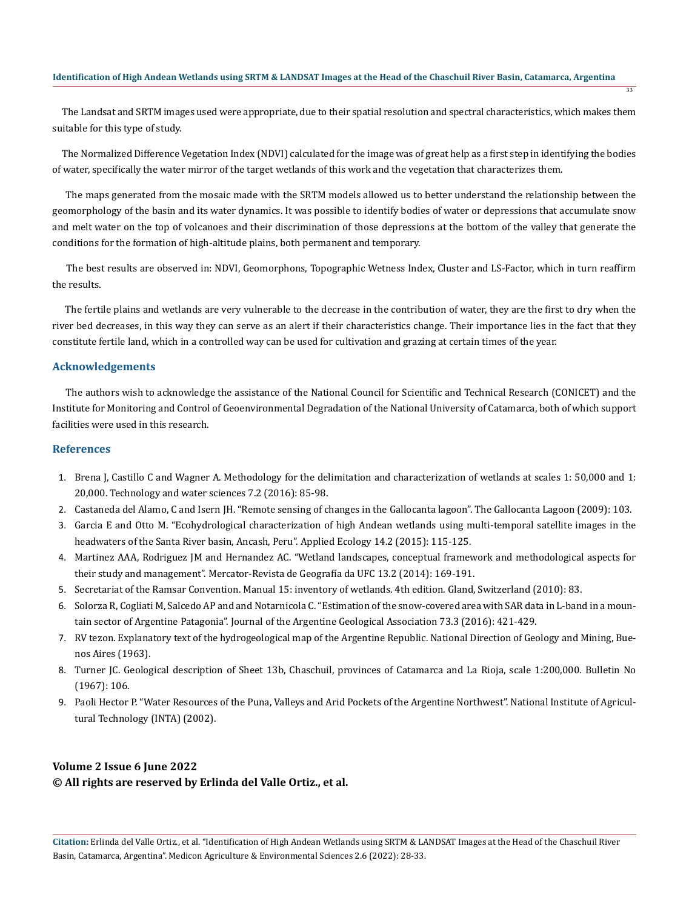The Landsat and SRTM images used were appropriate, due to their spatial resolution and spectral characteristics, which makes them suitable for this type of study.

The Normalized Difference Vegetation Index (NDVI) calculated for the image was of great help as a first step in identifying the bodies of water, specifically the water mirror of the target wetlands of this work and the vegetation that characterizes them.

The maps generated from the mosaic made with the SRTM models allowed us to better understand the relationship between the geomorphology of the basin and its water dynamics. It was possible to identify bodies of water or depressions that accumulate snow and melt water on the top of volcanoes and their discrimination of those depressions at the bottom of the valley that generate the conditions for the formation of high-altitude plains, both permanent and temporary.

The best results are observed in: NDVI, Geomorphons, Topographic Wetness Index, Cluster and LS-Factor, which in turn reaffirm the results.

The fertile plains and wetlands are very vulnerable to the decrease in the contribution of water, they are the first to dry when the river bed decreases, in this way they can serve as an alert if their characteristics change. Their importance lies in the fact that they constitute fertile land, which in a controlled way can be used for cultivation and grazing at certain times of the year.

## Acknowledgements

The authors wish to acknowledge the assistance of the National Council for Scientific and Technical Research (CONICET) and the Institute for Monitoring and Control of Geoenvironmental Degradation of the National University of Catamarca, both of which support facilities were used in this research.

## References

1. Brena J, Castillo C and Wagner A. Methodology for the delimitation and characterization of wetlands at scales 1: 50,000 and 1: 20,000. Technology and water sciences 7.2 (2016): 85-98.
2. Castaneda del Alamo, C and Isern JH. "Remote sensing of changes in the Gallocanta lagoon". The Gallocanta Lagoon (2009): 103.
3. Garcia E and Otto M. "Ecohydrological characterization of high Andean wetlands using multi-temporal satellite images in the headwaters of the Santa River basin, Ancash, Peru". Applied Ecology 14.2 (2015): 115-125.
4. Martinez AAA, Rodriguez JM and Hernandez AC. "Wetland landscapes, conceptual framework and methodological aspects for their study and management". Mercator-Revista de Geografía da UFC 13.2 (2014): 169-191.
5. Secretariat of the Ramsar Convention. Manual 15: inventory of wetlands. 4th edition. Gland, Switzerland (2010): 83.
6. Solorza R, Cogliati M, Salcedo AP and and Notarnicola C. "Estimation of the snow-covered area with SAR data in L-band in a mountain sector of Argentine Patagonia". Journal of the Argentine Geological Association 73.3 (2016): 421-429.
7. RV tezon. Explanatory text of the hydrogeological map of the Argentine Republic. National Direction of Geology and Mining, Buenos Aires (1963).
8. Turner JC. Geological description of Sheet 13b, Chaschuil, provinces of Catamarca and La Rioja, scale 1:200,000. Bulletin No (1967): 106.
9. Paoli Hector P. "Water Resources of the Puna, Valleys and Arid Pockets of the Argentine Northwest". National Institute of Agricultural Technology (INTA) (2002).

**Volume 2 Issue 6 June 2022**
**© All rights are reserved by Erlinda del Valle Ortiz., et al.**